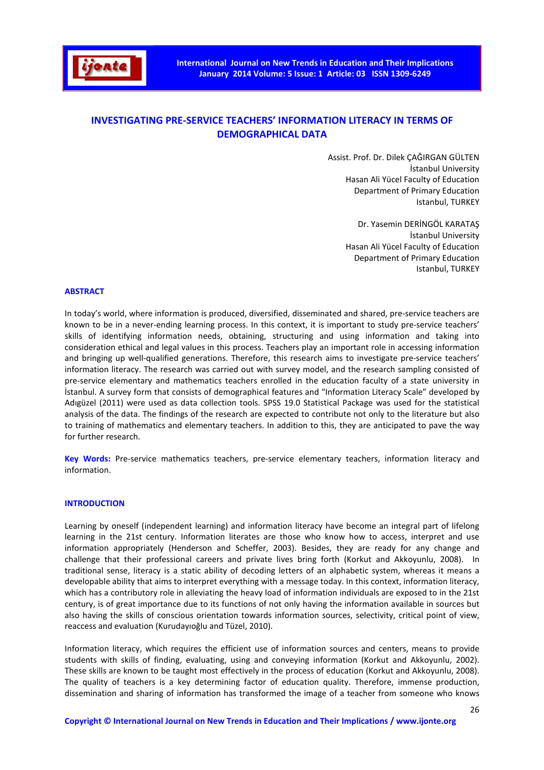# INVESTIGATING PRE-SERVICE TEACHERS' INFORMATION LITERACY IN TERMS OF DEMOGRAPHICAL DATA

Assist. Prof. Dr. Dilek ÇAĞIRGAN GÜLTEN
İstanbul University
Hasan Ali Yücel Faculty of Education
Department of Primary Education
Istanbul, TURKEY

Dr. Yasemin DERİNGÖL KARATAŞ
İstanbul University
Hasan Ali Yücel Faculty of Education
Department of Primary Education
Istanbul, TURKEY

## ABSTRACT

In today's world, where information is produced, diversified, disseminated and shared, pre-service teachers are known to be in a never-ending learning process. In this context, it is important to study pre-service teachers' skills of identifying information needs, obtaining, structuring and using information and taking into consideration ethical and legal values in this process. Teachers play an important role in accessing information and bringing up well-qualified generations. Therefore, this research aims to investigate pre-service teachers' information literacy. The research was carried out with survey model, and the research sampling consisted of pre-service elementary and mathematics teachers enrolled in the education faculty of a state university in İstanbul. A survey form that consists of demographical features and "Information Literacy Scale" developed by Adıgüzel (2011) were used as data collection tools. SPSS 19.0 Statistical Package was used for the statistical analysis of the data. The findings of the research are expected to contribute not only to the literature but also to training of mathematics and elementary teachers. In addition to this, they are anticipated to pave the way for further research.

**Key Words:** Pre-service mathematics teachers, pre-service elementary teachers, information literacy and information.

## INTRODUCTION

Learning by oneself (independent learning) and information literacy have become an integral part of lifelong learning in the 21st century. Information literates are those who know how to access, interpret and use information appropriately (Henderson and Scheffer, 2003). Besides, they are ready for any change and challenge that their professional careers and private lives bring forth (Korkut and Akkoyunlu, 2008). In traditional sense, literacy is a static ability of decoding letters of an alphabetic system, whereas it means a developable ability that aims to interpret everything with a message today. In this context, information literacy, which has a contributory role in alleviating the heavy load of information individuals are exposed to in the 21st century, is of great importance due to its functions of not only having the information available in sources but also having the skills of conscious orientation towards information sources, selectivity, critical point of view, reaccess and evaluation (Kurudayıoğlu and Tüzel, 2010).

Information literacy, which requires the efficient use of information sources and centers, means to provide students with skills of finding, evaluating, using and conveying information (Korkut and Akkoyunlu, 2002). These skills are known to be taught most effectively in the process of education (Korkut and Akkoyunlu, 2008). The quality of teachers is a key determining factor of education quality. Therefore, immense production, dissemination and sharing of information has transformed the image of a teacher from someone who knows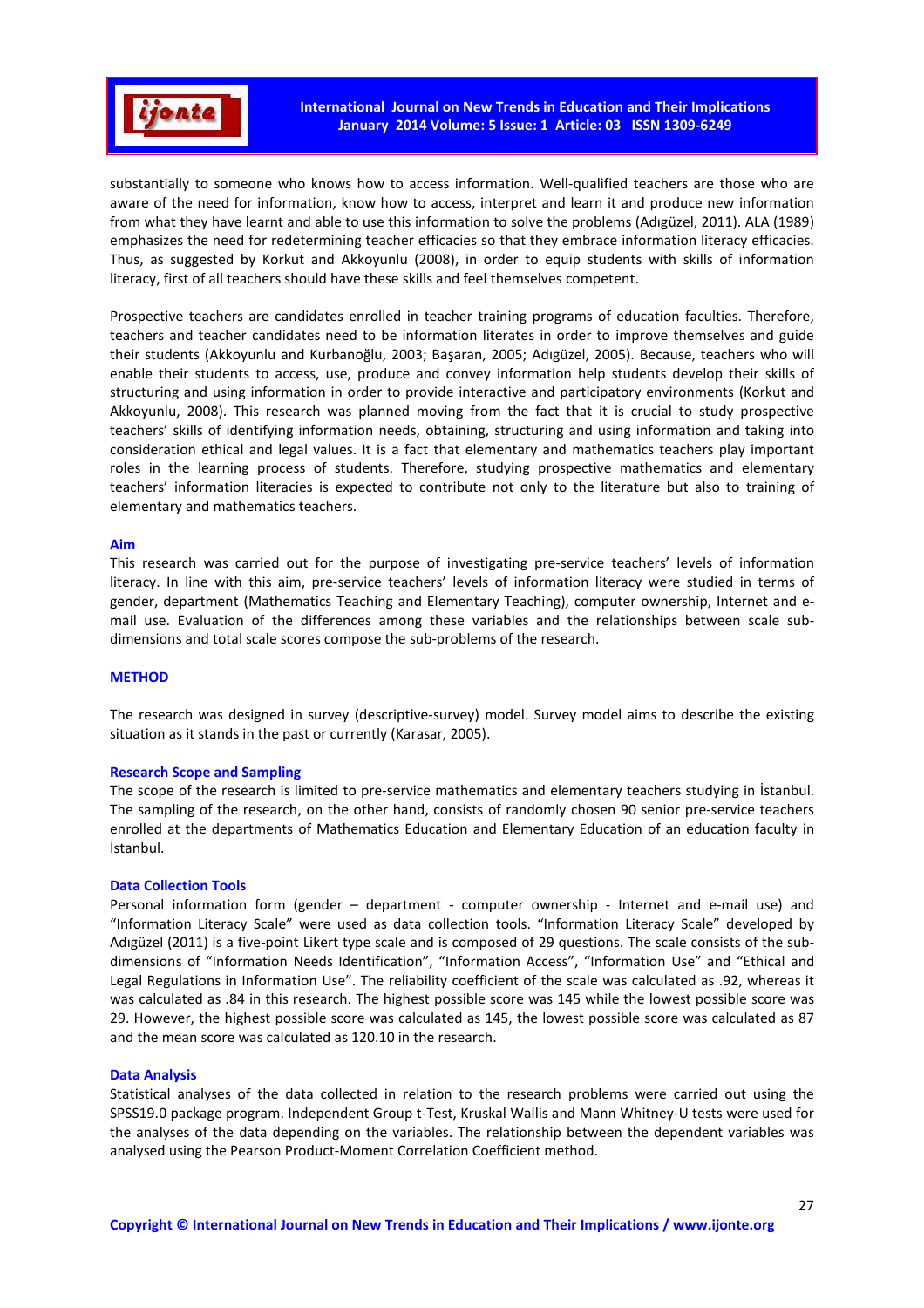substantially to someone who knows how to access information. Well-qualified teachers are those who are aware of the need for information, know how to access, interpret and learn it and produce new information from what they have learnt and able to use this information to solve the problems (Adıgüzel, 2011). ALA (1989) emphasizes the need for redetermining teacher efficacies so that they embrace information literacy efficacies. Thus, as suggested by Korkut and Akkoyunlu (2008), in order to equip students with skills of information literacy, first of all teachers should have these skills and feel themselves competent.

Prospective teachers are candidates enrolled in teacher training programs of education faculties. Therefore, teachers and teacher candidates need to be information literates in order to improve themselves and guide their students (Akkoyunlu and Kurbanoğlu, 2003; Başaran, 2005; Adıgüzel, 2005). Because, teachers who will enable their students to access, use, produce and convey information help students develop their skills of structuring and using information in order to provide interactive and participatory environments (Korkut and Akkoyunlu, 2008). This research was planned moving from the fact that it is crucial to study prospective teachers' skills of identifying information needs, obtaining, structuring and using information and taking into consideration ethical and legal values. It is a fact that elementary and mathematics teachers play important roles in the learning process of students. Therefore, studying prospective mathematics and elementary teachers' information literacies is expected to contribute not only to the literature but also to training of elementary and mathematics teachers.

### Aim

This research was carried out for the purpose of investigating pre-service teachers' levels of information literacy. In line with this aim, pre-service teachers' levels of information literacy were studied in terms of gender, department (Mathematics Teaching and Elementary Teaching), computer ownership, Internet and e-mail use. Evaluation of the differences among these variables and the relationships between scale sub-dimensions and total scale scores compose the sub-problems of the research.

## METHOD

The research was designed in survey (descriptive-survey) model. Survey model aims to describe the existing situation as it stands in the past or currently (Karasar, 2005).

### Research Scope and Sampling

The scope of the research is limited to pre-service mathematics and elementary teachers studying in İstanbul. The sampling of the research, on the other hand, consists of randomly chosen 90 senior pre-service teachers enrolled at the departments of Mathematics Education and Elementary Education of an education faculty in İstanbul.

### Data Collection Tools

Personal information form (gender – department - computer ownership - Internet and e-mail use) and "Information Literacy Scale" were used as data collection tools. "Information Literacy Scale" developed by Adıgüzel (2011) is a five-point Likert type scale and is composed of 29 questions. The scale consists of the sub-dimensions of "Information Needs Identification", "Information Access", "Information Use" and "Ethical and Legal Regulations in Information Use". The reliability coefficient of the scale was calculated as .92, whereas it was calculated as .84 in this research. The highest possible score was 145 while the lowest possible score was 29. However, the highest possible score was calculated as 145, the lowest possible score was calculated as 87 and the mean score was calculated as 120.10 in the research.

### Data Analysis

Statistical analyses of the data collected in relation to the research problems were carried out using the SPSS19.0 package program. Independent Group t-Test, Kruskal Wallis and Mann Whitney-U tests were used for the analyses of the data depending on the variables. The relationship between the dependent variables was analysed using the Pearson Product-Moment Correlation Coefficient method.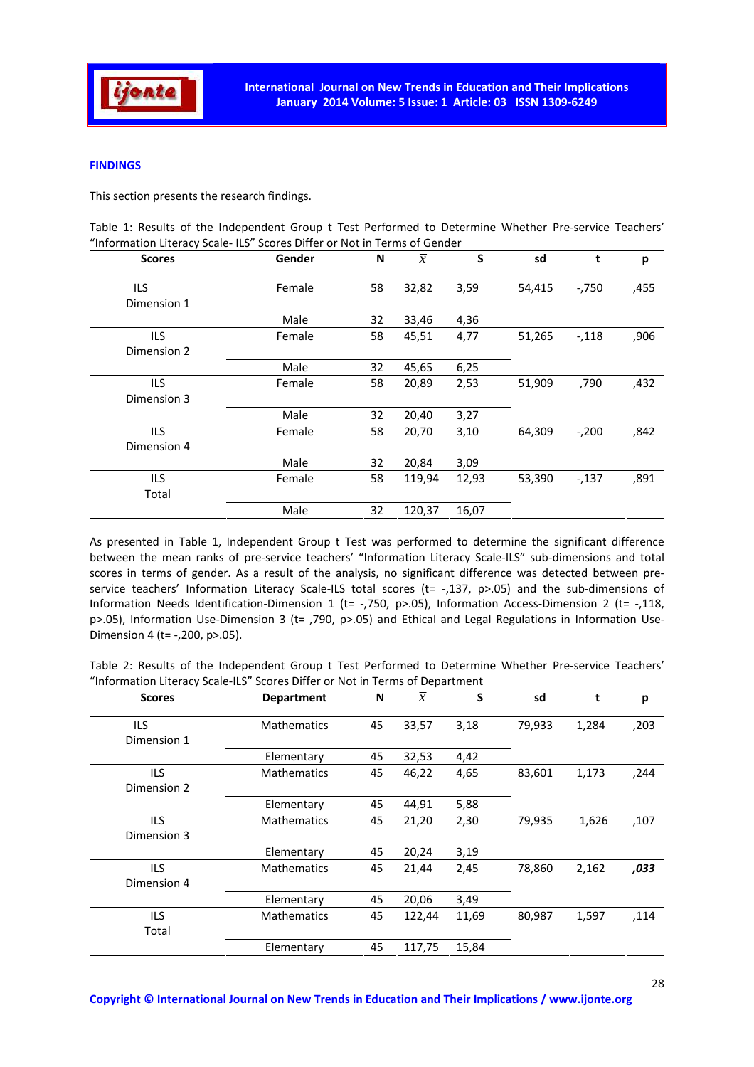## FINDINGS

This section presents the research findings.

Table 1: Results of the Independent Group t Test Performed to Determine Whether Pre-service Teachers' "Information Literacy Scale- ILS" Scores Differ or Not in Terms of Gender

| Scores | Gender | N | $\bar{X}$ | S | sd | t | p |
|---|---|---|---|---|---|---|---|
| ILS Dimension 1 | Female | 58 | 32,82 | 3,59 | 54,415 | -,750 | ,455 |
| | Male | 32 | 33,46 | 4,36 | | | |
| ILS Dimension 2 | Female | 58 | 45,51 | 4,77 | 51,265 | -,118 | ,906 |
| | Male | 32 | 45,65 | 6,25 | | | |
| ILS Dimension 3 | Female | 58 | 20,89 | 2,53 | 51,909 | ,790 | ,432 |
| | Male | 32 | 20,40 | 3,27 | | | |
| ILS Dimension 4 | Female | 58 | 20,70 | 3,10 | 64,309 | -,200 | ,842 |
| | Male | 32 | 20,84 | 3,09 | | | |
| ILS Total | Female | 58 | 119,94 | 12,93 | 53,390 | -,137 | ,891 |
| | Male | 32 | 120,37 | 16,07 | | | |

As presented in Table 1, Independent Group t Test was performed to determine the significant difference between the mean ranks of pre-service teachers' "Information Literacy Scale-ILS" sub-dimensions and total scores in terms of gender. As a result of the analysis, no significant difference was detected between pre-service teachers' Information Literacy Scale-ILS total scores (t= -,137, p>.05) and the sub-dimensions of Information Needs Identification-Dimension 1 (t= -,750, p>.05), Information Access-Dimension 2 (t= -,118, p>.05), Information Use-Dimension 3 (t= ,790, p>.05) and Ethical and Legal Regulations in Information Use-Dimension 4 (t= -,200, p>.05).

Table 2: Results of the Independent Group t Test Performed to Determine Whether Pre-service Teachers' "Information Literacy Scale-ILS" Scores Differ or Not in Terms of Department

| Scores | Department | N | $\bar{X}$ | S | sd | t | p |
|---|---|---|---|---|---|---|---|
| ILS Dimension 1 | Mathematics | 45 | 33,57 | 3,18 | 79,933 | 1,284 | ,203 |
| | Elementary | 45 | 32,53 | 4,42 | | | |
| ILS Dimension 2 | Mathematics | 45 | 46,22 | 4,65 | 83,601 | 1,173 | ,244 |
| | Elementary | 45 | 44,91 | 5,88 | | | |
| ILS Dimension 3 | Mathematics | 45 | 21,20 | 2,30 | 79,935 | 1,626 | ,107 |
| | Elementary | 45 | 20,24 | 3,19 | | | |
| ILS Dimension 4 | Mathematics | 45 | 21,44 | 2,45 | 78,860 | 2,162 | ***,033*** |
| | Elementary | 45 | 20,06 | 3,49 | | | |
| ILS Total | Mathematics | 45 | 122,44 | 11,69 | 80,987 | 1,597 | ,114 |
| | Elementary | 45 | 117,75 | 15,84 | | | |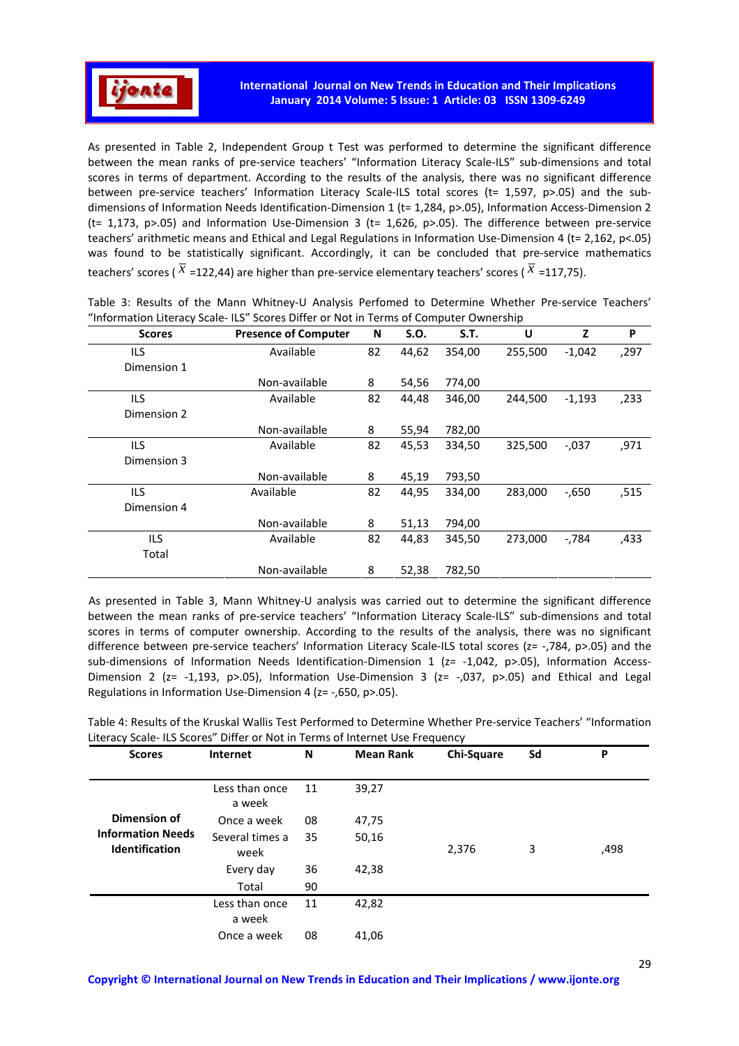As presented in Table 2, Independent Group t Test was performed to determine the significant difference between the mean ranks of pre-service teachers' "Information Literacy Scale-ILS" sub-dimensions and total scores in terms of department. According to the results of the analysis, there was no significant difference between pre-service teachers' Information Literacy Scale-ILS total scores (t= 1,597, p>.05) and the sub-dimensions of Information Needs Identification-Dimension 1 (t= 1,284, p>.05), Information Access-Dimension 2 (t= 1,173, p>.05) and Information Use-Dimension 3 (t= 1,626, p>.05). The difference between pre-service teachers' arithmetic means and Ethical and Legal Regulations in Information Use-Dimension 4 (t= 2,162, p<.05) was found to be statistically significant. Accordingly, it can be concluded that pre-service mathematics teachers' scores ( $\bar{X}$ =122,44) are higher than pre-service elementary teachers' scores ( $\bar{X}$ =117,75).

Table 3: Results of the Mann Whitney-U Analysis Perfomed to Determine Whether Pre-service Teachers' "Information Literacy Scale- ILS" Scores Differ or Not in Terms of Computer Ownership

| Scores | Presence of Computer | N | S.O. | S.T. | U | Z | P |
|---|---|---|---|---|---|---|---|
| ILS Dimension 1 | Available | 82 | 44,62 | 354,00 | 255,500 | -1,042 | ,297 |
| | Non-available | 8 | 54,56 | 774,00 | | | |
| ILS Dimension 2 | Available | 82 | 44,48 | 346,00 | 244,500 | -1,193 | ,233 |
| | Non-available | 8 | 55,94 | 782,00 | | | |
| ILS Dimension 3 | Available | 82 | 45,53 | 334,50 | 325,500 | -,037 | ,971 |
| | Non-available | 8 | 45,19 | 793,50 | | | |
| ILS Dimension 4 | Available | 82 | 44,95 | 334,00 | 283,000 | -,650 | ,515 |
| | Non-available | 8 | 51,13 | 794,00 | | | |
| ILS Total | Available | 82 | 44,83 | 345,50 | 273,000 | -,784 | ,433 |
| | Non-available | 8 | 52,38 | 782,50 | | | |

As presented in Table 3, Mann Whitney-U analysis was carried out to determine the significant difference between the mean ranks of pre-service teachers' "Information Literacy Scale-ILS" sub-dimensions and total scores in terms of computer ownership. According to the results of the analysis, there was no significant difference between pre-service teachers' Information Literacy Scale-ILS total scores (z= -,784, p>.05) and the sub-dimensions of Information Needs Identification-Dimension 1 (z= -1,042, p>.05), Information Access-Dimension 2 (z= -1,193, p>.05), Information Use-Dimension 3 (z= -,037, p>.05) and Ethical and Legal Regulations in Information Use-Dimension 4 (z= -,650, p>.05).

Table 4: Results of the Kruskal Wallis Test Performed to Determine Whether Pre-service Teachers' "Information Literacy Scale- ILS Scores" Differ or Not in Terms of Internet Use Frequency

| Scores | Internet | N | Mean Rank | Chi-Square | Sd | P |
|---|---|---|---|---|---|---|
| **Dimension of Information Needs Identification** | Less than once a week | 11 | 39,27 | 2,376 | 3 | ,498 |
| | Once a week | 08 | 47,75 | | | |
| | Several times a week | 35 | 50,16 | | | |
| | Every day | 36 | 42,38 | | | |
| | Total | 90 | | | | |
| | Less than once a week | 11 | 42,82 | | | |
| | Once a week | 08 | 41,06 | | | |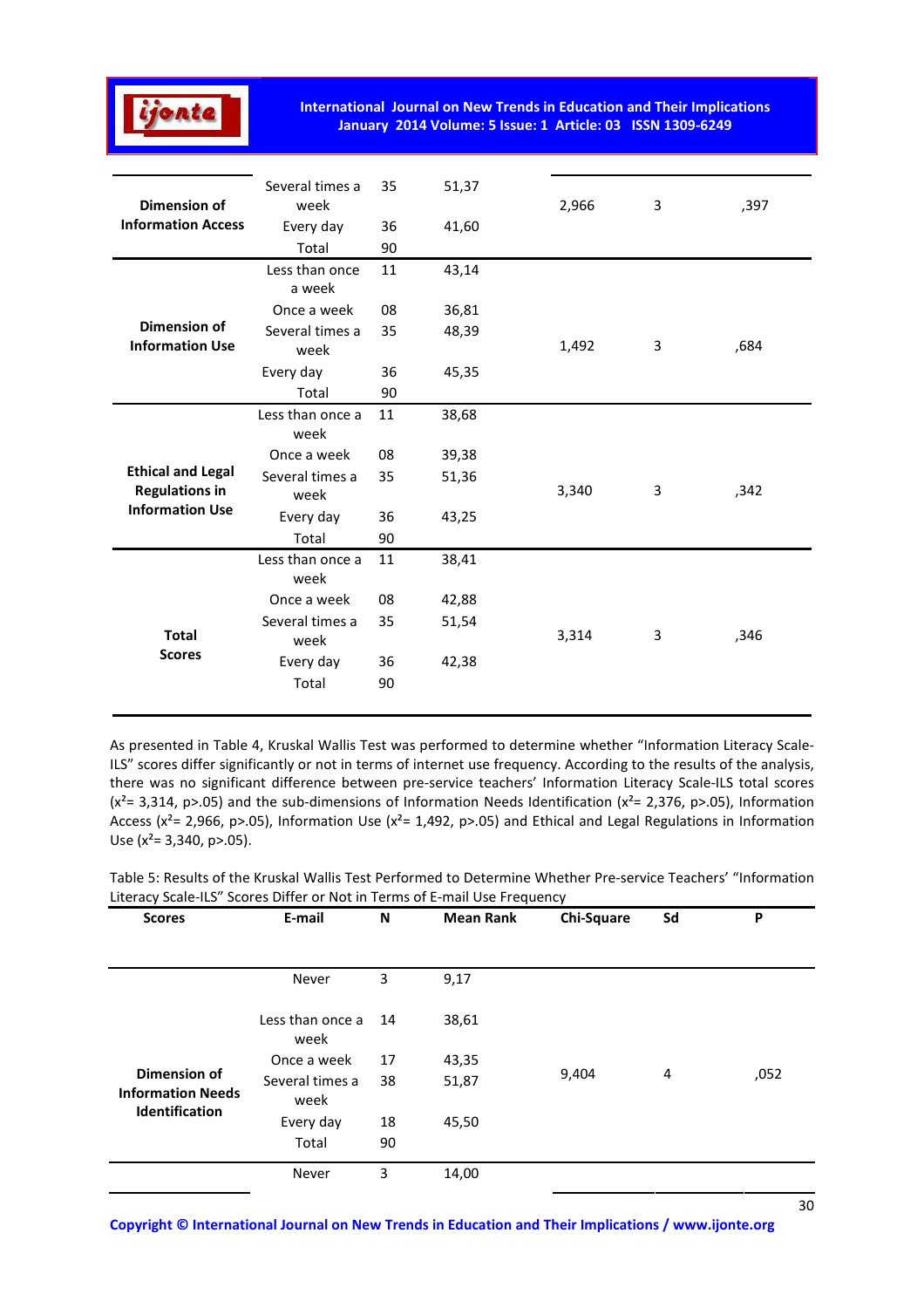| | | | | | | |
|---|---|---|---|---|---|---|
| **Dimension of Information Access** | Several times a week | 35 | 51,37 | 2,966 | 3 | ,397 |
| | Every day | 36 | 41,60 | | | |
| | Total | 90 | | | | |
| **Dimension of Information Use** | Less than once a week | 11 | 43,14 | 1,492 | 3 | ,684 |
| | Once a week | 08 | 36,81 | | | |
| | Several times a week | 35 | 48,39 | | | |
| | Every day | 36 | 45,35 | | | |
| | Total | 90 | | | | |
| **Ethical and Legal Regulations in Information Use** | Less than once a week | 11 | 38,68 | 3,340 | 3 | ,342 |
| | Once a week | 08 | 39,38 | | | |
| | Several times a week | 35 | 51,36 | | | |
| | Every day | 36 | 43,25 | | | |
| | Total | 90 | | | | |
| **Total Scores** | Less than once a week | 11 | 38,41 | 3,314 | 3 | ,346 |
| | Once a week | 08 | 42,88 | | | |
| | Several times a week | 35 | 51,54 | | | |
| | Every day | 36 | 42,38 | | | |
| | Total | 90 | | | | |

As presented in Table 4, Kruskal Wallis Test was performed to determine whether "Information Literacy Scale-ILS" scores differ significantly or not in terms of internet use frequency. According to the results of the analysis, there was no significant difference between pre-service teachers' Information Literacy Scale-ILS total scores ($x^2$= 3,314, p>.05) and the sub-dimensions of Information Needs Identification ($x^2$= 2,376, p>.05), Information Access ($x^2$= 2,966, p>.05), Information Use ($x^2$= 1,492, p>.05) and Ethical and Legal Regulations in Information Use ($x^2$= 3,340, p>.05).

Table 5: Results of the Kruskal Wallis Test Performed to Determine Whether Pre-service Teachers' "Information Literacy Scale-ILS" Scores Differ or Not in Terms of E-mail Use Frequency

| Scores | E-mail | N | Mean Rank | Chi-Square | Sd | P |
|---|---|---|---|---|---|---|
| **Dimension of Information Needs Identification** | Never | 3 | 9,17 | 9,404 | 4 | ,052 |
| | Less than once a week | 14 | 38,61 | | | |
| | Once a week | 17 | 43,35 | | | |
| | Several times a week | 38 | 51,87 | | | |
| | Every day | 18 | 45,50 | | | |
| | Total | 90 | | | | |
| | Never | 3 | 14,00 | | | |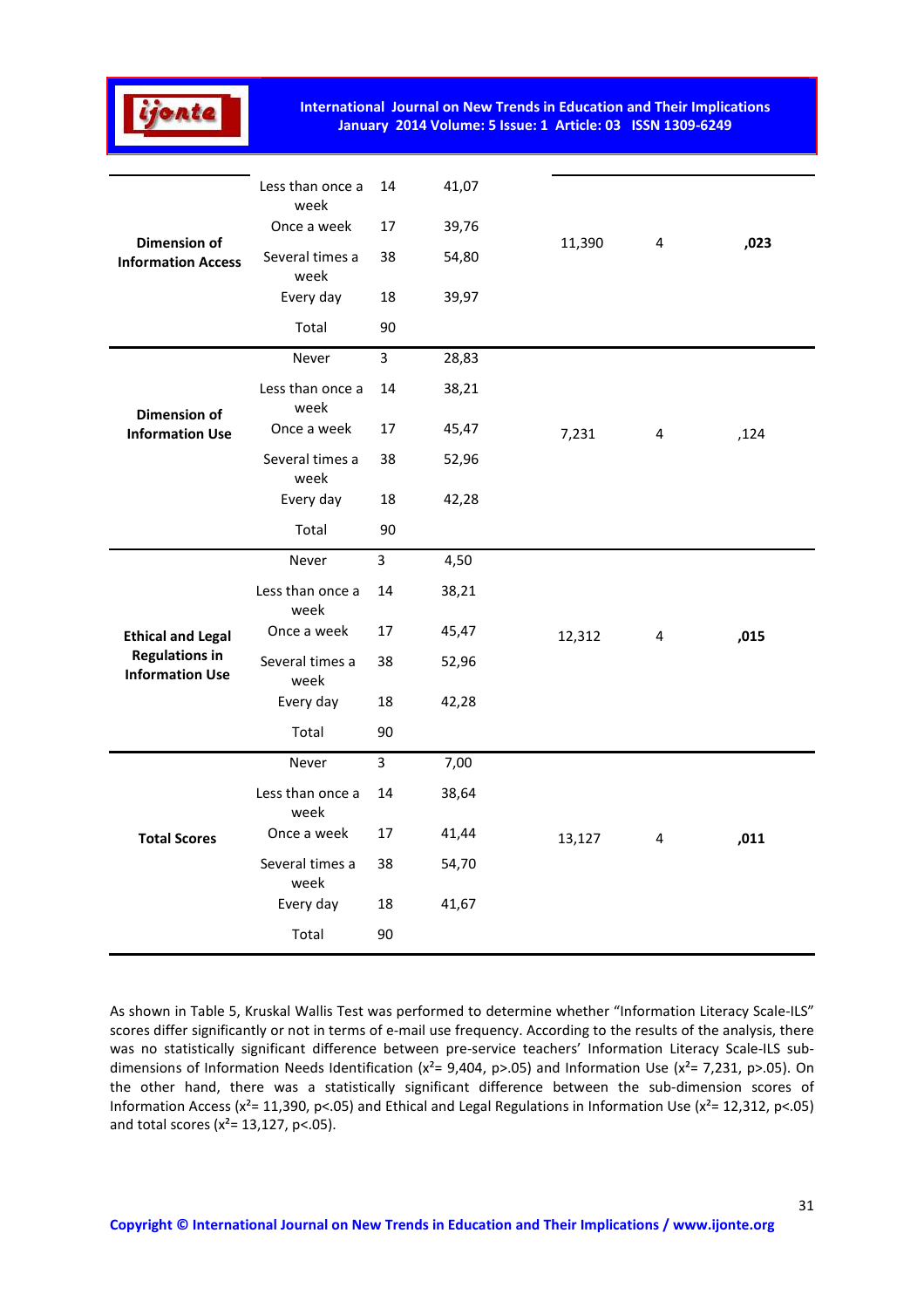| | | | | | | |
|---|---|---|---|---|---|---|
| **Dimension of Information Access** | Less than once a week | 14 | 41,07 | 11,390 | 4 | **,023** |
| | Once a week | 17 | 39,76 | | | |
| | Several times a week | 38 | 54,80 | | | |
| | Every day | 18 | 39,97 | | | |
| | Total | 90 | | | | |
| **Dimension of Information Use** | Never | 3 | 28,83 | 7,231 | 4 | ,124 |
| | Less than once a week | 14 | 38,21 | | | |
| | Once a week | 17 | 45,47 | | | |
| | Several times a week | 38 | 52,96 | | | |
| | Every day | 18 | 42,28 | | | |
| | Total | 90 | | | | |
| **Ethical and Legal Regulations in Information Use** | Never | 3 | 4,50 | 12,312 | 4 | **,015** |
| | Less than once a week | 14 | 38,21 | | | |
| | Once a week | 17 | 45,47 | | | |
| | Several times a week | 38 | 52,96 | | | |
| | Every day | 18 | 42,28 | | | |
| | Total | 90 | | | | |
| **Total Scores** | Never | 3 | 7,00 | 13,127 | 4 | **,011** |
| | Less than once a week | 14 | 38,64 | | | |
| | Once a week | 17 | 41,44 | | | |
| | Several times a week | 38 | 54,70 | | | |
| | Every day | 18 | 41,67 | | | |
| | Total | 90 | | | | |

As shown in Table 5, Kruskal Wallis Test was performed to determine whether "Information Literacy Scale-ILS" scores differ significantly or not in terms of e-mail use frequency. According to the results of the analysis, there was no statistically significant difference between pre-service teachers' Information Literacy Scale-ILS sub-dimensions of Information Needs Identification ($x^2$= 9,404, p>.05) and Information Use ($x^2$= 7,231, p>.05). On the other hand, there was a statistically significant difference between the sub-dimension scores of Information Access ($x^2$= 11,390, p<.05) and Ethical and Legal Regulations in Information Use ($x^2$= 12,312, p<.05) and total scores ($x^2$= 13,127, p<.05).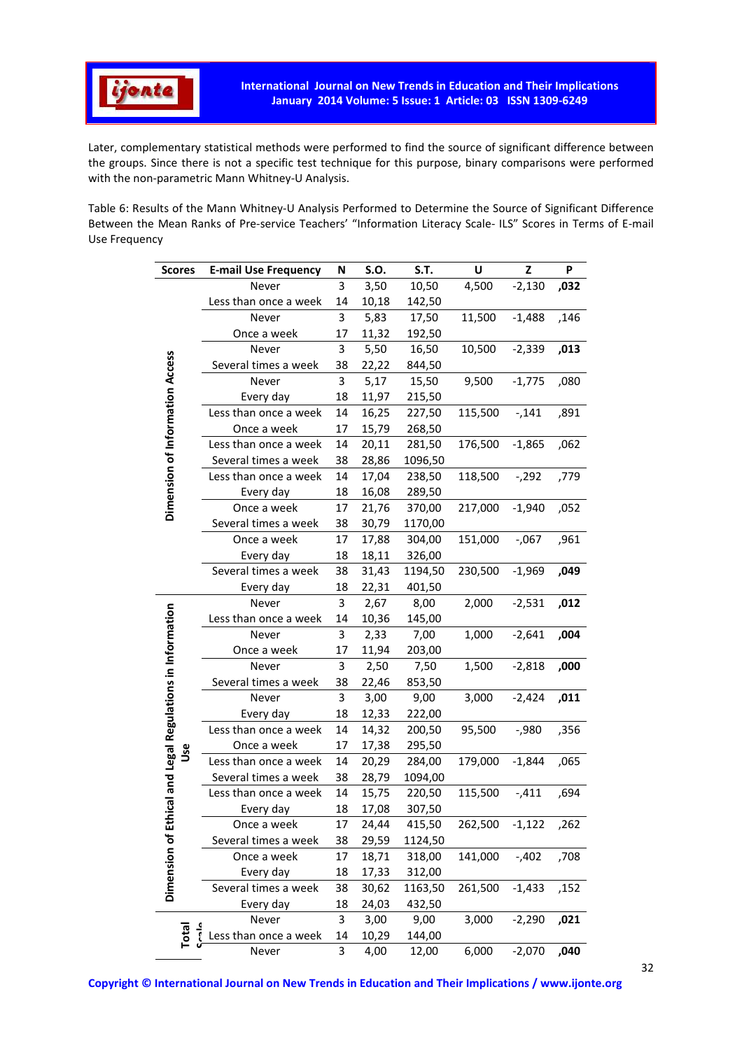Later, complementary statistical methods were performed to find the source of significant difference between the groups. Since there is not a specific test technique for this purpose, binary comparisons were performed with the non-parametric Mann Whitney-U Analysis.

Table 6: Results of the Mann Whitney-U Analysis Performed to Determine the Source of Significant Difference Between the Mean Ranks of Pre-service Teachers' "Information Literacy Scale- ILS" Scores in Terms of E-mail Use Frequency

| Scores | E-mail Use Frequency | N | S.O. | S.T. | U | Z | P |
|---|---|---|---|---|---|---|---|
| Dimension of Information Access | Never | 3 | 3,50 | 10,50 | 4,500 | -2,130 | **,032** |
| | Less than once a week | 14 | 10,18 | 142,50 | | | |
| | Never | 3 | 5,83 | 17,50 | 11,500 | -1,488 | ,146 |
| | Once a week | 17 | 11,32 | 192,50 | | | |
| | Never | 3 | 5,50 | 16,50 | 10,500 | -2,339 | **,013** |
| | Several times a week | 38 | 22,22 | 844,50 | | | |
| | Never | 3 | 5,17 | 15,50 | 9,500 | -1,775 | ,080 |
| | Every day | 18 | 11,97 | 215,50 | | | |
| | Less than once a week | 14 | 16,25 | 227,50 | 115,500 | -,141 | ,891 |
| | Once a week | 17 | 15,79 | 268,50 | | | |
| | Less than once a week | 14 | 20,11 | 281,50 | 176,500 | -1,865 | ,062 |
| | Several times a week | 38 | 28,86 | 1096,50 | | | |
| | Less than once a week | 14 | 17,04 | 238,50 | 118,500 | -,292 | ,779 |
| | Every day | 18 | 16,08 | 289,50 | | | |
| | Once a week | 17 | 21,76 | 370,00 | 217,000 | -1,940 | ,052 |
| | Several times a week | 38 | 30,79 | 1170,00 | | | |
| | Once a week | 17 | 17,88 | 304,00 | 151,000 | -,067 | ,961 |
| | Every day | 18 | 18,11 | 326,00 | | | |
| | Several times a week | 38 | 31,43 | 1194,50 | 230,500 | -1,969 | **,049** |
| | Every day | 18 | 22,31 | 401,50 | | | |
| Dimension of Ethical and Legal Regulations in Information Use | Never | 3 | 2,67 | 8,00 | 2,000 | -2,531 | **,012** |
| | Less than once a week | 14 | 10,36 | 145,00 | | | |
| | Never | 3 | 2,33 | 7,00 | 1,000 | -2,641 | **,004** |
| | Once a week | 17 | 11,94 | 203,00 | | | |
| | Never | 3 | 2,50 | 7,50 | 1,500 | -2,818 | **,000** |
| | Several times a week | 38 | 22,46 | 853,50 | | | |
| | Never | 3 | 3,00 | 9,00 | 3,000 | -2,424 | **,011** |
| | Every day | 18 | 12,33 | 222,00 | | | |
| | Less than once a week | 14 | 14,32 | 200,50 | 95,500 | -,980 | ,356 |
| | Once a week | 17 | 17,38 | 295,50 | | | |
| | Less than once a week | 14 | 20,29 | 284,00 | 179,000 | -1,844 | ,065 |
| | Several times a week | 38 | 28,79 | 1094,00 | | | |
| | Less than once a week | 14 | 15,75 | 220,50 | 115,500 | -,411 | ,694 |
| | Every day | 18 | 17,08 | 307,50 | | | |
| | Once a week | 17 | 24,44 | 415,50 | 262,500 | -1,122 | ,262 |
| | Several times a week | 38 | 29,59 | 1124,50 | | | |
| | Once a week | 17 | 18,71 | 318,00 | 141,000 | -,402 | ,708 |
| | Every day | 18 | 17,33 | 312,00 | | | |
| | Several times a week | 38 | 30,62 | 1163,50 | 261,500 | -1,433 | ,152 |
| | Every day | 18 | 24,03 | 432,50 | | | |
| Total Scale | Never | 3 | 3,00 | 9,00 | 3,000 | -2,290 | **,021** |
| | Less than once a week | 14 | 10,29 | 144,00 | | | |
| | Never | 3 | 4,00 | 12,00 | 6,000 | -2,070 | **,040** |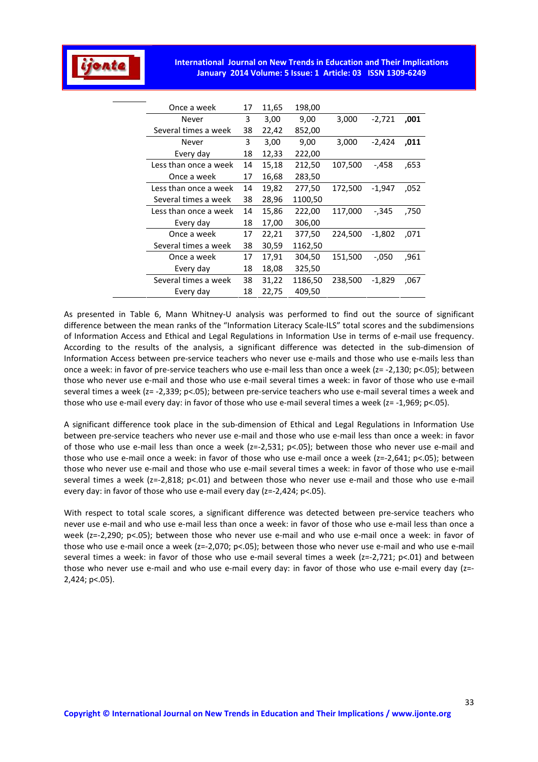| | | | | | | |
|---|---|---|---|---|---|---|
| | Once a week | 17 | 11,65 | 198,00 | | | |
| | Never | 3 | 3,00 | 9,00 | 3,000 | -2,721 | **,001** |
| | Several times a week | 38 | 22,42 | 852,00 | | | |
| | Never | 3 | 3,00 | 9,00 | 3,000 | -2,424 | **,011** |
| | Every day | 18 | 12,33 | 222,00 | | | |
| | Less than once a week | 14 | 15,18 | 212,50 | 107,500 | -,458 | ,653 |
| | Once a week | 17 | 16,68 | 283,50 | | | |
| | Less than once a week | 14 | 19,82 | 277,50 | 172,500 | -1,947 | ,052 |
| | Several times a week | 38 | 28,96 | 1100,50 | | | |
| | Less than once a week | 14 | 15,86 | 222,00 | 117,000 | -,345 | ,750 |
| | Every day | 18 | 17,00 | 306,00 | | | |
| | Once a week | 17 | 22,21 | 377,50 | 224,500 | -1,802 | ,071 |
| | Several times a week | 38 | 30,59 | 1162,50 | | | |
| | Once a week | 17 | 17,91 | 304,50 | 151,500 | -,050 | ,961 |
| | Every day | 18 | 18,08 | 325,50 | | | |
| | Several times a week | 38 | 31,22 | 1186,50 | 238,500 | -1,829 | ,067 |
| | Every day | 18 | 22,75 | 409,50 | | | |

As presented in Table 6, Mann Whitney-U analysis was performed to find out the source of significant difference between the mean ranks of the "Information Literacy Scale-ILS" total scores and the subdimensions of Information Access and Ethical and Legal Regulations in Information Use in terms of e-mail use frequency. According to the results of the analysis, a significant difference was detected in the sub-dimension of Information Access between pre-service teachers who never use e-mails and those who use e-mails less than once a week: in favor of pre-service teachers who use e-mail less than once a week (z= -2,130; p<.05); between those who never use e-mail and those who use e-mail several times a week: in favor of those who use e-mail several times a week (z= -2,339; p<.05); between pre-service teachers who use e-mail several times a week and those who use e-mail every day: in favor of those who use e-mail several times a week (z= -1,969; p<.05).

A significant difference took place in the sub-dimension of Ethical and Legal Regulations in Information Use between pre-service teachers who never use e-mail and those who use e-mail less than once a week: in favor of those who use e-mail less than once a week (z=-2,531; p<.05); between those who never use e-mail and those who use e-mail once a week: in favor of those who use e-mail once a week (z=-2,641; p<.05); between those who never use e-mail and those who use e-mail several times a week: in favor of those who use e-mail several times a week (z=-2,818; p<.01) and between those who never use e-mail and those who use e-mail every day: in favor of those who use e-mail every day (z=-2,424; p<.05).

With respect to total scale scores, a significant difference was detected between pre-service teachers who never use e-mail and who use e-mail less than once a week: in favor of those who use e-mail less than once a week (z=-2,290; p<.05); between those who never use e-mail and who use e-mail once a week: in favor of those who use e-mail once a week (z=-2,070; p<.05); between those who never use e-mail and who use e-mail several times a week: in favor of those who use e-mail several times a week (z=-2,721; p<.01) and between those who never use e-mail and who use e-mail every day: in favor of those who use e-mail every day (z=-2,424; p<.05).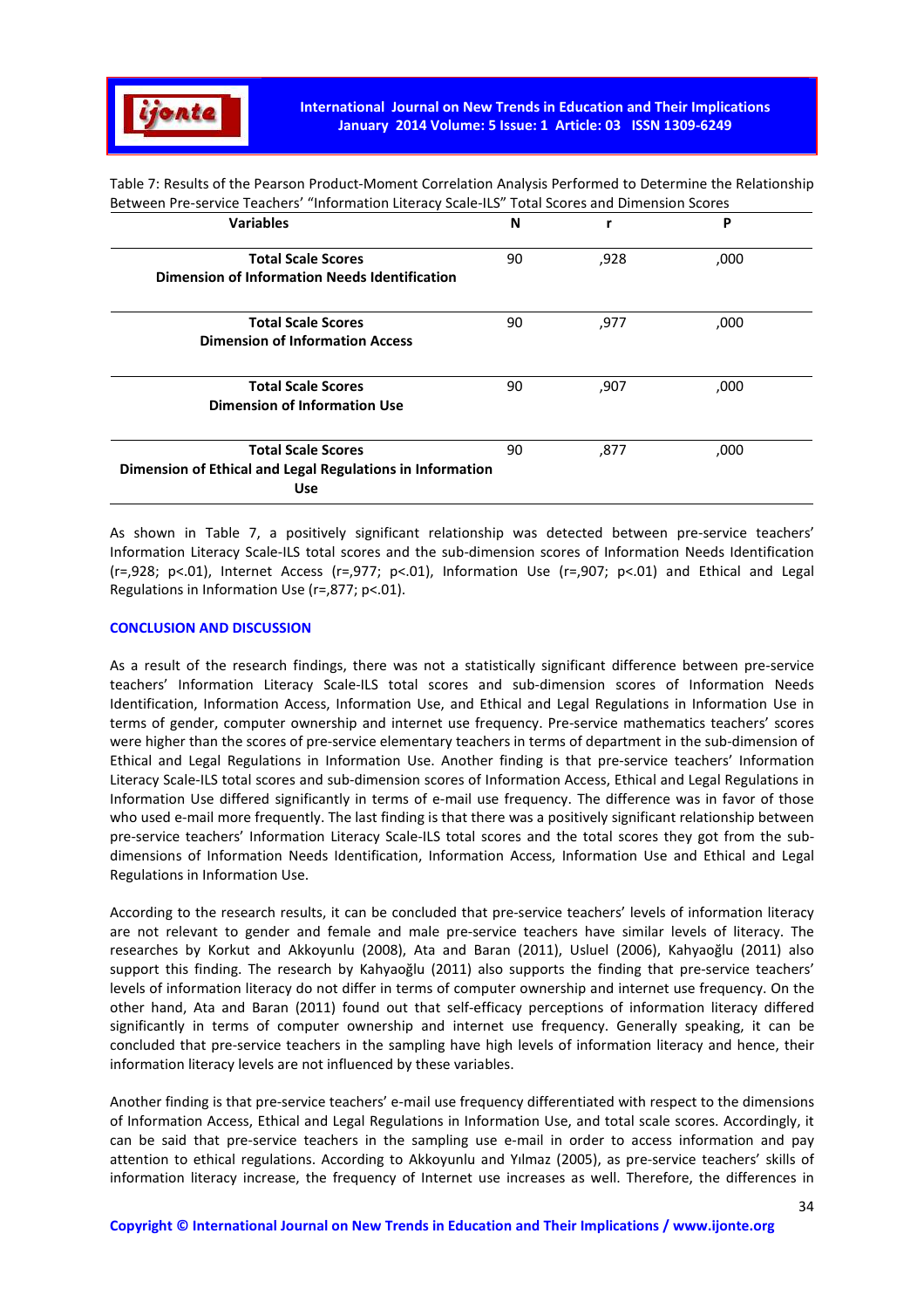Table 7: Results of the Pearson Product-Moment Correlation Analysis Performed to Determine the Relationship Between Pre-service Teachers' "Information Literacy Scale-ILS" Total Scores and Dimension Scores

| Variables | N | r | P |
|---|---|---|---|
| **Total Scale Scores** **Dimension of Information Needs Identification** | 90 | ,928 | ,000 |
| **Total Scale Scores** **Dimension of Information Access** | 90 | ,977 | ,000 |
| **Total Scale Scores** **Dimension of Information Use** | 90 | ,907 | ,000 |
| **Total Scale Scores** **Dimension of Ethical and Legal Regulations in Information Use** | 90 | ,877 | ,000 |

As shown in Table 7, a positively significant relationship was detected between pre-service teachers' Information Literacy Scale-ILS total scores and the sub-dimension scores of Information Needs Identification (r=,928; p<.01), Internet Access (r=,977; p<.01), Information Use (r=,907; p<.01) and Ethical and Legal Regulations in Information Use (r=,877; p<.01).

## CONCLUSION AND DISCUSSION

As a result of the research findings, there was not a statistically significant difference between pre-service teachers' Information Literacy Scale-ILS total scores and sub-dimension scores of Information Needs Identification, Information Access, Information Use, and Ethical and Legal Regulations in Information Use in terms of gender, computer ownership and internet use frequency. Pre-service mathematics teachers' scores were higher than the scores of pre-service elementary teachers in terms of department in the sub-dimension of Ethical and Legal Regulations in Information Use. Another finding is that pre-service teachers' Information Literacy Scale-ILS total scores and sub-dimension scores of Information Access, Ethical and Legal Regulations in Information Use differed significantly in terms of e-mail use frequency. The difference was in favor of those who used e-mail more frequently. The last finding is that there was a positively significant relationship between pre-service teachers' Information Literacy Scale-ILS total scores and the total scores they got from the sub-dimensions of Information Needs Identification, Information Access, Information Use and Ethical and Legal Regulations in Information Use.

According to the research results, it can be concluded that pre-service teachers' levels of information literacy are not relevant to gender and female and male pre-service teachers have similar levels of literacy. The researches by Korkut and Akkoyunlu (2008), Ata and Baran (2011), Usluel (2006), Kahyaoğlu (2011) also support this finding. The research by Kahyaoğlu (2011) also supports the finding that pre-service teachers' levels of information literacy do not differ in terms of computer ownership and internet use frequency. On the other hand, Ata and Baran (2011) found out that self-efficacy perceptions of information literacy differed significantly in terms of computer ownership and internet use frequency. Generally speaking, it can be concluded that pre-service teachers in the sampling have high levels of information literacy and hence, their information literacy levels are not influenced by these variables.

Another finding is that pre-service teachers' e-mail use frequency differentiated with respect to the dimensions of Information Access, Ethical and Legal Regulations in Information Use, and total scale scores. Accordingly, it can be said that pre-service teachers in the sampling use e-mail in order to access information and pay attention to ethical regulations. According to Akkoyunlu and Yılmaz (2005), as pre-service teachers' skills of information literacy increase, the frequency of Internet use increases as well. Therefore, the differences in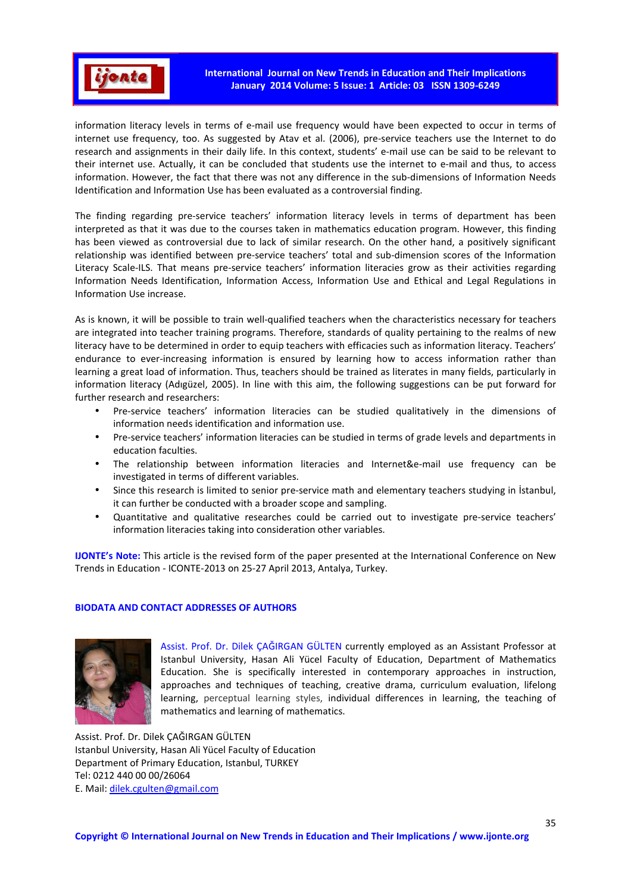information literacy levels in terms of e-mail use frequency would have been expected to occur in terms of internet use frequency, too. As suggested by Atav et al. (2006), pre-service teachers use the Internet to do research and assignments in their daily life. In this context, students' e-mail use can be said to be relevant to their internet use. Actually, it can be concluded that students use the internet to e-mail and thus, to access information. However, the fact that there was not any difference in the sub-dimensions of Information Needs Identification and Information Use has been evaluated as a controversial finding.

The finding regarding pre-service teachers' information literacy levels in terms of department has been interpreted as that it was due to the courses taken in mathematics education program. However, this finding has been viewed as controversial due to lack of similar research. On the other hand, a positively significant relationship was identified between pre-service teachers' total and sub-dimension scores of the Information Literacy Scale-ILS. That means pre-service teachers' information literacies grow as their activities regarding Information Needs Identification, Information Access, Information Use and Ethical and Legal Regulations in Information Use increase.

As is known, it will be possible to train well-qualified teachers when the characteristics necessary for teachers are integrated into teacher training programs. Therefore, standards of quality pertaining to the realms of new literacy have to be determined in order to equip teachers with efficacies such as information literacy. Teachers' endurance to ever-increasing information is ensured by learning how to access information rather than learning a great load of information. Thus, teachers should be trained as literates in many fields, particularly in information literacy (Adıgüzel, 2005). In line with this aim, the following suggestions can be put forward for further research and researchers:

- Pre-service teachers' information literacies can be studied qualitatively in the dimensions of information needs identification and information use.
- Pre-service teachers' information literacies can be studied in terms of grade levels and departments in education faculties.
- The relationship between information literacies and Internet&e-mail use frequency can be investigated in terms of different variables.
- Since this research is limited to senior pre-service math and elementary teachers studying in İstanbul, it can further be conducted with a broader scope and sampling.
- Quantitative and qualitative researches could be carried out to investigate pre-service teachers' information literacies taking into consideration other variables.

**IJONTE's Note:** This article is the revised form of the paper presented at the International Conference on New Trends in Education - ICONTE-2013 on 25-27 April 2013, Antalya, Turkey.

## BIODATA AND CONTACT ADDRESSES OF AUTHORS

Assist. Prof. Dr. Dilek ÇAĞIRGAN GÜLTEN currently employed as an Assistant Professor at Istanbul University, Hasan Ali Yücel Faculty of Education, Department of Mathematics Education. She is specifically interested in contemporary approaches in instruction, approaches and techniques of teaching, creative drama, curriculum evaluation, lifelong learning, perceptual learning styles, individual differences in learning, the teaching of mathematics and learning of mathematics.

Assist. Prof. Dr. Dilek ÇAĞIRGAN GÜLTEN
Istanbul University, Hasan Ali Yücel Faculty of Education
Department of Primary Education, Istanbul, TURKEY
Tel: 0212 440 00 00/26064
E. Mail: dilek.cgulten@gmail.com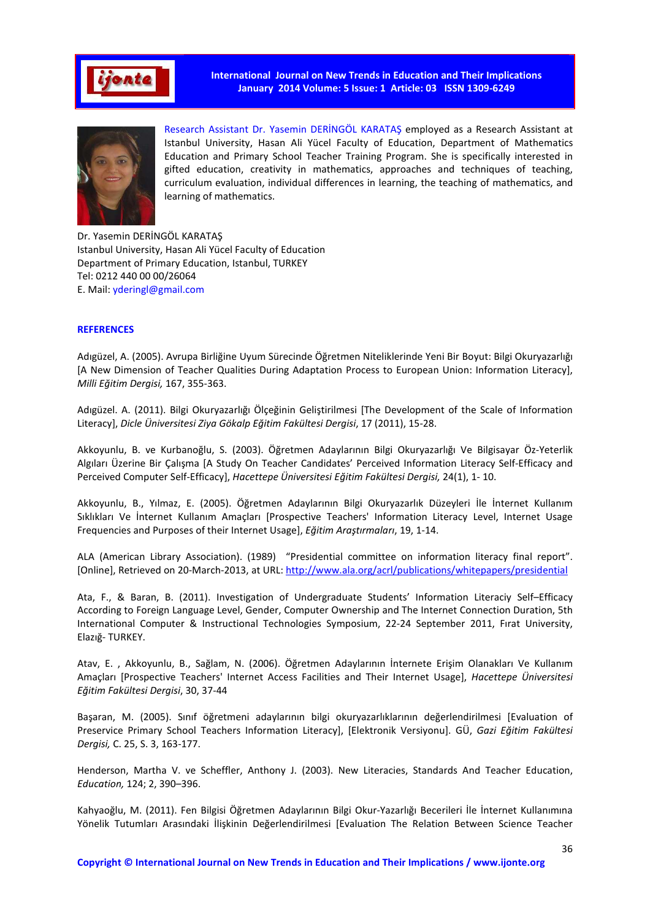Research Assistant Dr. Yasemin DERİNGÖL KARATAŞ employed as a Research Assistant at Istanbul University, Hasan Ali Yücel Faculty of Education, Department of Mathematics Education and Primary School Teacher Training Program. She is specifically interested in gifted education, creativity in mathematics, approaches and techniques of teaching, curriculum evaluation, individual differences in learning, the teaching of mathematics, and learning of mathematics.

Dr. Yasemin DERİNGÖL KARATAŞ
Istanbul University, Hasan Ali Yücel Faculty of Education
Department of Primary Education, Istanbul, TURKEY
Tel: 0212 440 00 00/26064
E. Mail: yderingl@gmail.com

## REFERENCES

Adıgüzel, A. (2005). Avrupa Birliğine Uyum Sürecinde Öğretmen Niteliklerinde Yeni Bir Boyut: Bilgi Okuryazarlığı [A New Dimension of Teacher Qualities During Adaptation Process to European Union: Information Literacy], *Milli Eğitim Dergisi,* 167, 355-363.

Adıgüzel. A. (2011). Bilgi Okuryazarlığı Ölçeğinin Geliştirilmesi [The Development of the Scale of Information Literacy], *Dicle Üniversitesi Ziya Gökalp Eğitim Fakültesi Dergisi*, 17 (2011), 15-28.

Akkoyunlu, B. ve Kurbanoğlu, S. (2003). Öğretmen Adaylarının Bilgi Okuryazarlığı Ve Bilgisayar Öz-Yeterlik Algıları Üzerine Bir Çalışma [A Study On Teacher Candidates' Perceived Information Literacy Self-Efficacy and Perceived Computer Self-Efficacy], *Hacettepe Üniversitesi Eğitim Fakültesi Dergisi,* 24(1), 1- 10.

Akkoyunlu, B., Yılmaz, E. (2005). Öğretmen Adaylarının Bilgi Okuryazarlık Düzeyleri İle İnternet Kullanım Sıklıkları Ve İnternet Kullanım Amaçları [Prospective Teachers' Information Literacy Level, Internet Usage Frequencies and Purposes of their Internet Usage], *Eğitim Araştırmaları*, 19, 1-14.

ALA (American Library Association). (1989) "Presidential committee on information literacy final report". [Online], Retrieved on 20-March-2013, at URL: http://www.ala.org/acrl/publications/whitepapers/presidential

Ata, F., & Baran, B. (2011). Investigation of Undergraduate Students' Information Literaciy Self–Efficacy According to Foreign Language Level, Gender, Computer Ownership and The Internet Connection Duration, 5th International Computer & Instructional Technologies Symposium, 22-24 September 2011, Fırat University, Elazığ- TURKEY.

Atav, E. , Akkoyunlu, B., Sağlam, N. (2006). Öğretmen Adaylarının İnternete Erişim Olanakları Ve Kullanım Amaçları [Prospective Teachers' Internet Access Facilities and Their Internet Usage], *Hacettepe Üniversitesi Eğitim Fakültesi Dergisi*, 30, 37-44

Başaran, M. (2005). Sınıf öğretmeni adaylarının bilgi okuryazarlıklarının değerlendirilmesi [Evaluation of Preservice Primary School Teachers Information Literacy], [Elektronik Versiyonu]. GÜ, *Gazi Eğitim Fakültesi Dergisi,* C. 25, S. 3, 163-177.

Henderson, Martha V. ve Scheffler, Anthony J. (2003). New Literacies, Standards And Teacher Education, *Education,* 124; 2, 390–396.

Kahyaoğlu, M. (2011). Fen Bilgisi Öğretmen Adaylarının Bilgi Okur-Yazarlığı Becerileri İle İnternet Kullanımına Yönelik Tutumları Arasındaki İlişkinin Değerlendirilmesi [Evaluation The Relation Between Science Teacher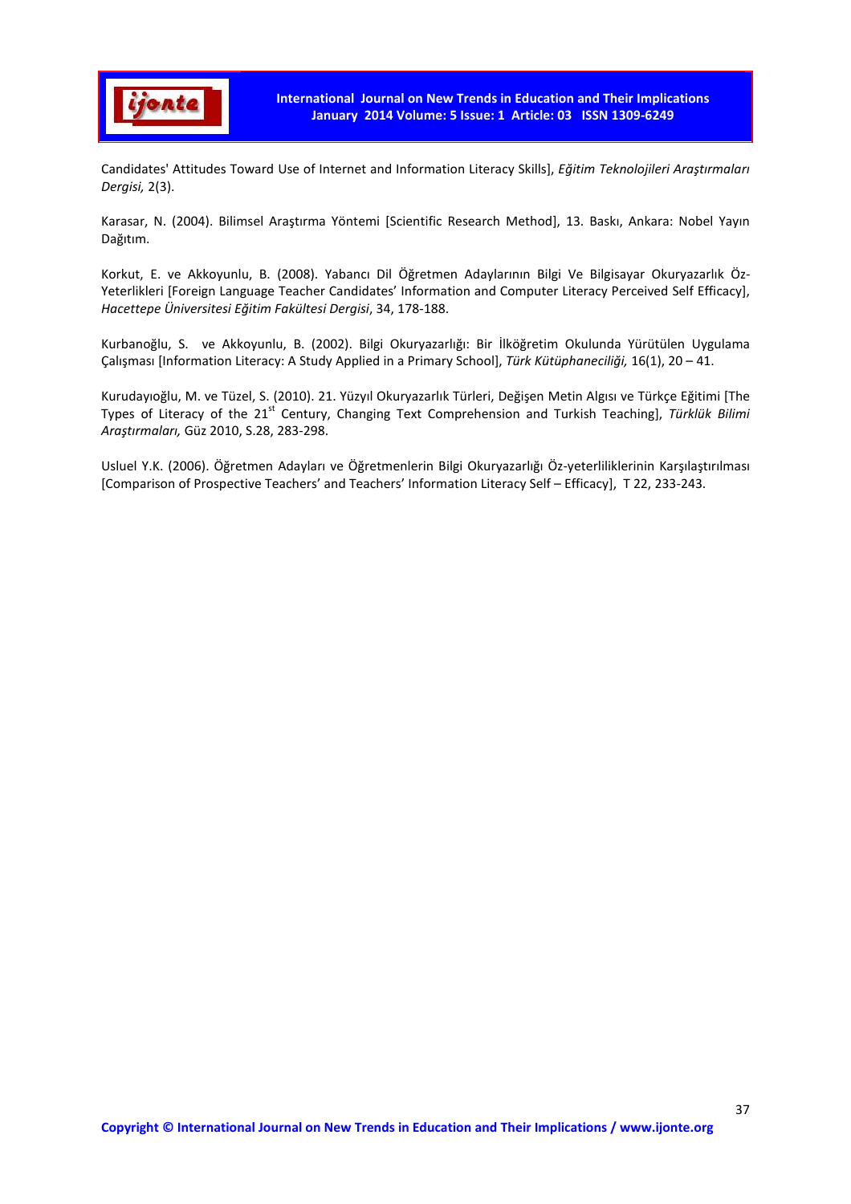Candidates' Attitudes Toward Use of Internet and Information Literacy Skills], *Eğitim Teknolojileri Araştırmaları Dergisi,* 2(3).

Karasar, N. (2004). Bilimsel Araştırma Yöntemi [Scientific Research Method], 13. Baskı, Ankara: Nobel Yayın Dağıtım.

Korkut, E. ve Akkoyunlu, B. (2008). Yabancı Dil Öğretmen Adaylarının Bilgi Ve Bilgisayar Okuryazarlık Öz-Yeterlikleri [Foreign Language Teacher Candidates' Information and Computer Literacy Perceived Self Efficacy], *Hacettepe Üniversitesi Eğitim Fakültesi Dergisi*, 34, 178-188.

Kurbanoğlu, S. ve Akkoyunlu, B. (2002). Bilgi Okuryazarlığı: Bir İlköğretim Okulunda Yürütülen Uygulama Çalışması [Information Literacy: A Study Applied in a Primary School], *Türk Kütüphaneciliği,* 16(1), 20 – 41.

Kurudayıoğlu, M. ve Tüzel, S. (2010). 21. Yüzyıl Okuryazarlık Türleri, Değişen Metin Algısı ve Türkçe Eğitimi [The Types of Literacy of the 21st Century, Changing Text Comprehension and Turkish Teaching], *Türklük Bilimi Araştırmaları,* Güz 2010, S.28, 283-298.

Usluel Y.K. (2006). Öğretmen Adayları ve Öğretmenlerin Bilgi Okuryazarlığı Öz-yeterliliklerinin Karşılaştırılması [Comparison of Prospective Teachers' and Teachers' Information Literacy Self – Efficacy], T 22, 233-243.